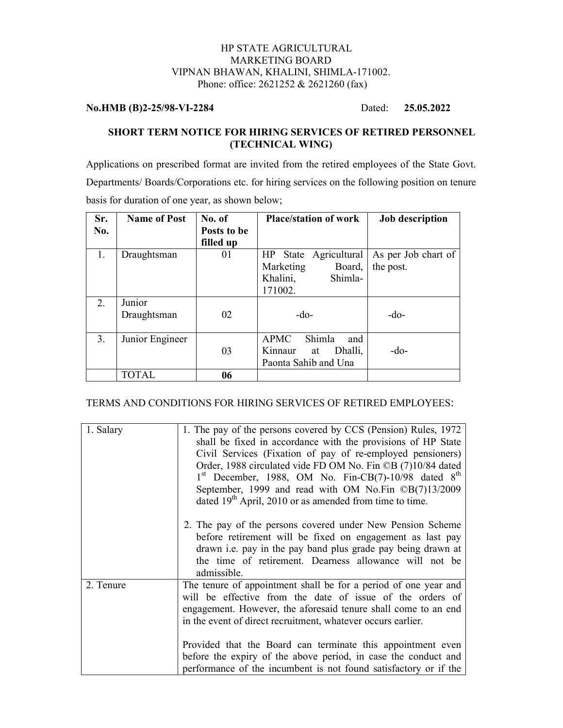HP STATE AGRICULTURAL
MARKETING BOARD
VIPNAN BHAWAN, KHALINI, SHIMLA-171002.
Phone: office: 2621252 & 2621260 (fax)

**No.HMB (B)2-25/98-VI-2284** Dated: **25.05.2022**

## SHORT TERM NOTICE FOR HIRING SERVICES OF RETIRED PERSONNEL (TECHNICAL WING)

Applications on prescribed format are invited from the retired employees of the State Govt. Departments/ Boards/Corporations etc. for hiring services on the following position on tenure basis for duration of one year, as shown below;

| Sr. No. | Name of Post | No. of Posts to be filled up | Place/station of work | Job description |
|---|---|---|---|---|
| 1. | Draughtsman | 01 | HP State Agricultural Marketing Board, Khalini, Shimla-171002. | As per Job chart of the post. |
| 2. | Junior Draughtsman | 02 | -do- | -do- |
| 3. | Junior Engineer | 03 | APMC Shimla and Kinnaur at Dhalli, Paonta Sahib and Una | -do- |
| | TOTAL | **06** | | |

TERMS AND CONDITIONS FOR HIRING SERVICES OF RETIRED EMPLOYEES:

| | |
|---|---|
| 1. Salary | 1. The pay of the persons covered by CCS (Pension) Rules, 1972 shall be fixed in accordance with the provisions of HP State Civil Services (Fixation of pay of re-employed pensioners) Order, 1988 circulated vide FD OM No. Fin ©B (7)10/84 dated 1st December, 1988, OM No. Fin-CB(7)-10/98 dated 8th September, 1999 and read with OM No.Fin ©B(7)13/2009 dated 19th April, 2010 or as amended from time to time.<br><br>2. The pay of the persons covered under New Pension Scheme before retirement will be fixed on engagement as last pay drawn i.e. pay in the pay band plus grade pay being drawn at the time of retirement. Dearness allowance will not be admissible. |
| 2. Tenure | The tenure of appointment shall be for a period of one year and will be effective from the date of issue of the orders of engagement. However, the aforesaid tenure shall come to an end in the event of direct recruitment, whatever occurs earlier.<br><br>Provided that the Board can terminate this appointment even before the expiry of the above period, in case the conduct and performance of the incumbent is not found satisfactory or if the |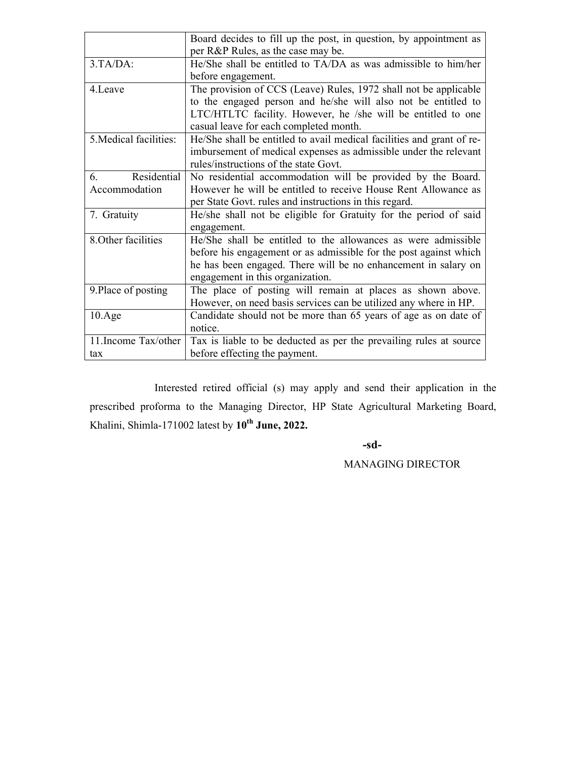| | |
|---|---|
| | Board decides to fill up the post, in question, by appointment as per R&P Rules, as the case may be. |
| 3.TA/DA: | He/She shall be entitled to TA/DA as was admissible to him/her before engagement. |
| 4.Leave | The provision of CCS (Leave) Rules, 1972 shall not be applicable to the engaged person and he/she will also not be entitled to LTC/HTLTC facility. However, he /she will be entitled to one casual leave for each completed month. |
| 5.Medical facilities: | He/She shall be entitled to avail medical facilities and grant of re-imbursement of medical expenses as admissible under the relevant rules/instructions of the state Govt. |
| 6. Residential Accommodation | No residential accommodation will be provided by the Board. However he will be entitled to receive House Rent Allowance as per State Govt. rules and instructions in this regard. |
| 7. Gratuity | He/she shall not be eligible for Gratuity for the period of said engagement. |
| 8.Other facilities | He/She shall be entitled to the allowances as were admissible before his engagement or as admissible for the post against which he has been engaged. There will be no enhancement in salary on engagement in this organization. |
| 9.Place of posting | The place of posting will remain at places as shown above. However, on need basis services can be utilized any where in HP. |
| 10.Age | Candidate should not be more than 65 years of age as on date of notice. |
| 11.Income Tax/other tax | Tax is liable to be deducted as per the prevailing rules at source before effecting the payment. |

Interested retired official (s) may apply and send their application in the prescribed proforma to the Managing Director, HP State Agricultural Marketing Board, Khalini, Shimla-171002 latest by **10th June, 2022.**

**-sd-**

MANAGING DIRECTOR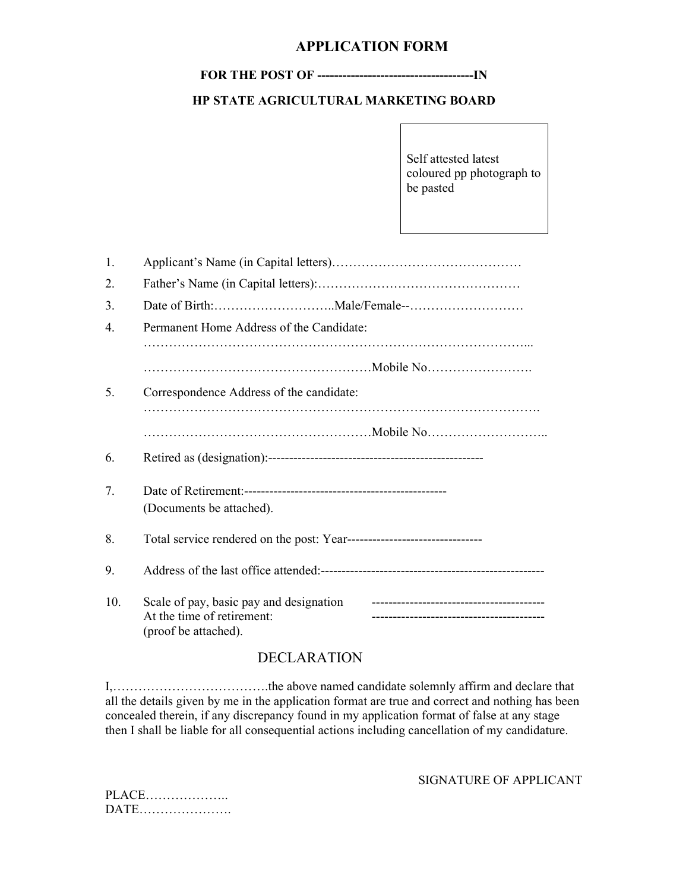# APPLICATION FORM

**FOR THE POST OF -------------------------------------IN**

**HP STATE AGRICULTURAL MARKETING BOARD**

Self attested latest coloured pp photograph to be pasted

1. Applicant's Name (in Capital letters)………………………………………
2. Father's Name (in Capital letters):…………………………………………
3. Date of Birth:………………………..Male/Female--………………………
4. Permanent Home Address of the Candidate:
   ……………………………………………………………………………...
   …………………………………………….Mobile No…………………….
5. Correspondence Address of the candidate:
   …………………………………………………………………………….
   …………………………………………….Mobile No………………………..
6. Retired as (designation):--------------------------------------------------
7. Date of Retirement:-----------------------------------------------
   (Documents be attached).
8. Total service rendered on the post: Year-------------------------------
9. Address of the last office attended:----------------------------------------------------
10. Scale of pay, basic pay and designation ----------------------------------------
    At the time of retirement: ----------------------------------------
    (proof be attached).

## DECLARATION

I,……………………………….the above named candidate solemnly affirm and declare that all the details given by me in the application format are true and correct and nothing has been concealed therein, if any discrepancy found in my application format of false at any stage then I shall be liable for all consequential actions including cancellation of my candidature.

SIGNATURE OF APPLICANT

PLACE………………..
DATE………………….